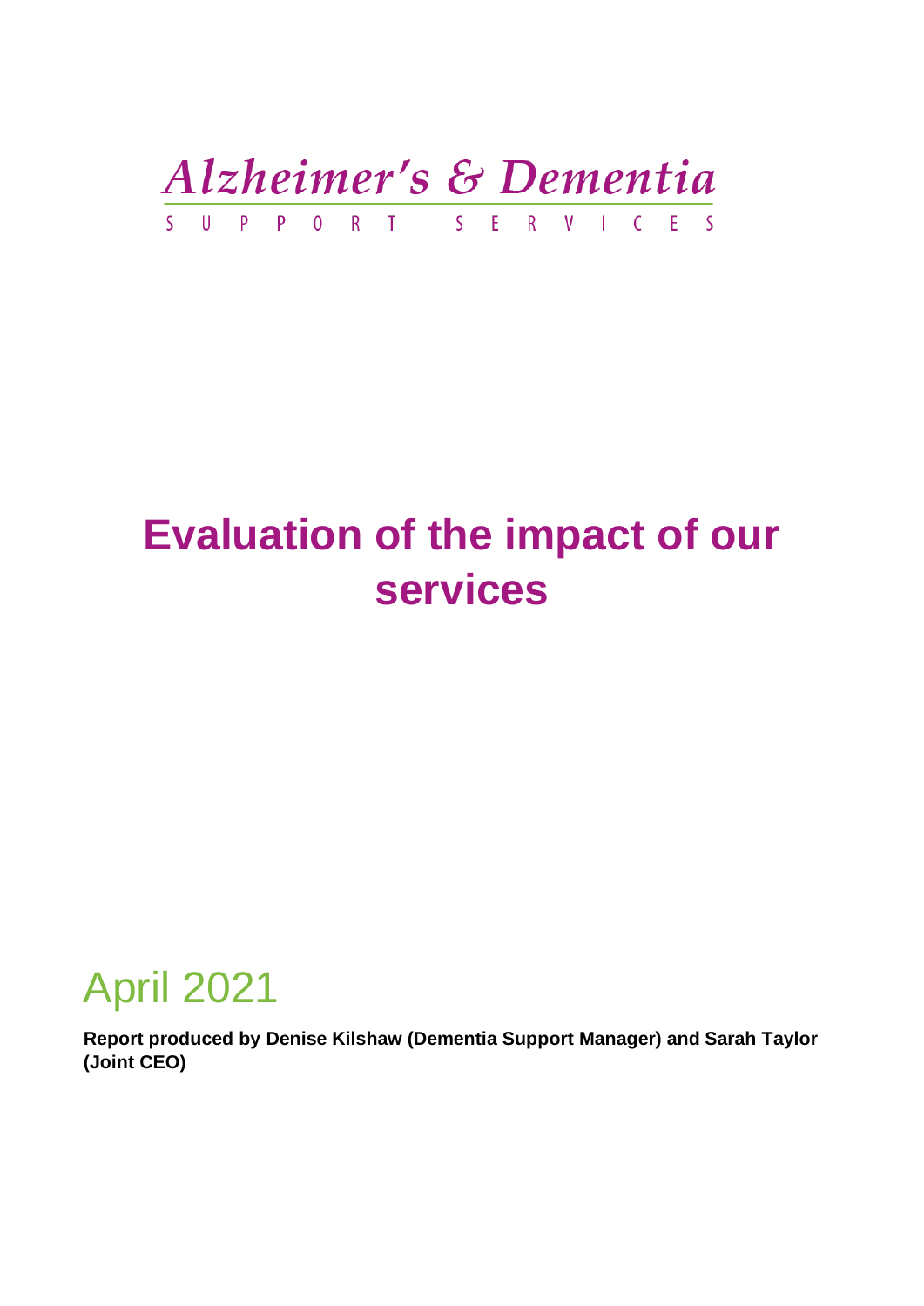Alzheimer's & Dementia

SUPPORT SERVICES

# Evaluation of the impact of our services

April 2021

**Report produced by Denise Kilshaw (Dementia Support Manager) and Sarah Taylor (Joint CEO)**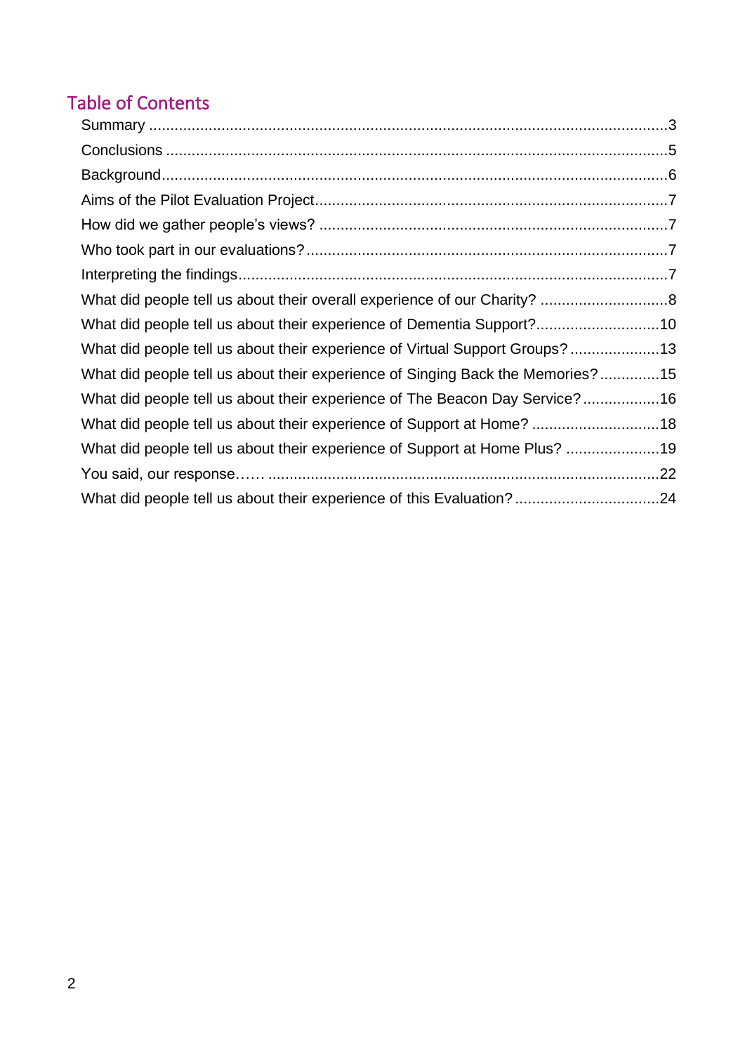## Table of Contents

Summary ........................................................................................................................3
Conclusions ....................................................................................................................5
Background.....................................................................................................................6
Aims of the Pilot Evaluation Project..................................................................................7
How did we gather people's views? .................................................................................7
Who took part in our evaluations?....................................................................................7
Interpreting the findings....................................................................................................7
What did people tell us about their overall experience of our Charity? .............................8
What did people tell us about their experience of Dementia Support?............................10
What did people tell us about their experience of Virtual Support Groups?.....................13
What did people tell us about their experience of Singing Back the Memories?..............15
What did people tell us about their experience of The Beacon Day Service?..................16
What did people tell us about their experience of Support at Home? ..............................18
What did people tell us about their experience of Support at Home Plus? ......................19
You said, our response…… ............................................................................................22
What did people tell us about their experience of this Evaluation?..................................24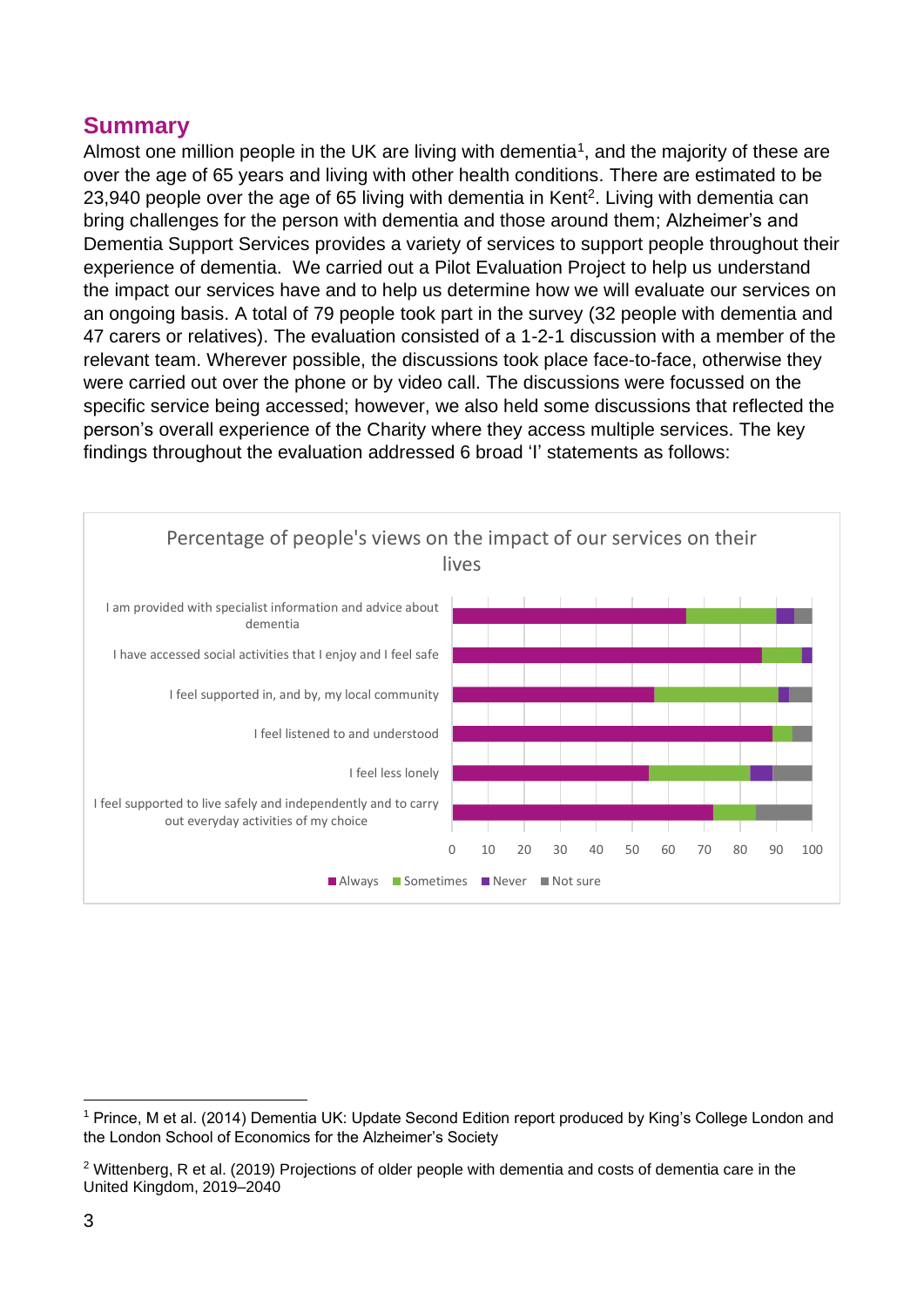## Summary

Almost one million people in the UK are living with dementia[1], and the majority of these are over the age of 65 years and living with other health conditions. There are estimated to be 23,940 people over the age of 65 living with dementia in Kent[2]. Living with dementia can bring challenges for the person with dementia and those around them; Alzheimer's and Dementia Support Services provides a variety of services to support people throughout their experience of dementia. We carried out a Pilot Evaluation Project to help us understand the impact our services have and to help us determine how we will evaluate our services on an ongoing basis. A total of 79 people took part in the survey (32 people with dementia and 47 carers or relatives). The evaluation consisted of a 1-2-1 discussion with a member of the relevant team. Wherever possible, the discussions took place face-to-face, otherwise they were carried out over the phone or by video call. The discussions were focussed on the specific service being accessed; however, we also held some discussions that reflected the person's overall experience of the Charity where they access multiple services. The key findings throughout the evaluation addressed 6 broad 'I' statements as follows:

Percentage of people's views on the impact of our services on their lives

- I am provided with specialist information and advice about dementia
- I have accessed social activities that I enjoy and I feel safe
- I feel supported in, and by, my local community
- I feel listened to and understood
- I feel less lonely
- I feel supported to live safely and independently and to carry out everyday activities of my choice

0 10 20 30 40 50 60 70 80 90 100

Always | Sometimes | Never | Not sure

---

[1] Prince, M et al. (2014) Dementia UK: Update Second Edition report produced by King's College London and the London School of Economics for the Alzheimer's Society

[2] Wittenberg, R et al. (2019) Projections of older people with dementia and costs of dementia care in the United Kingdom, 2019–2040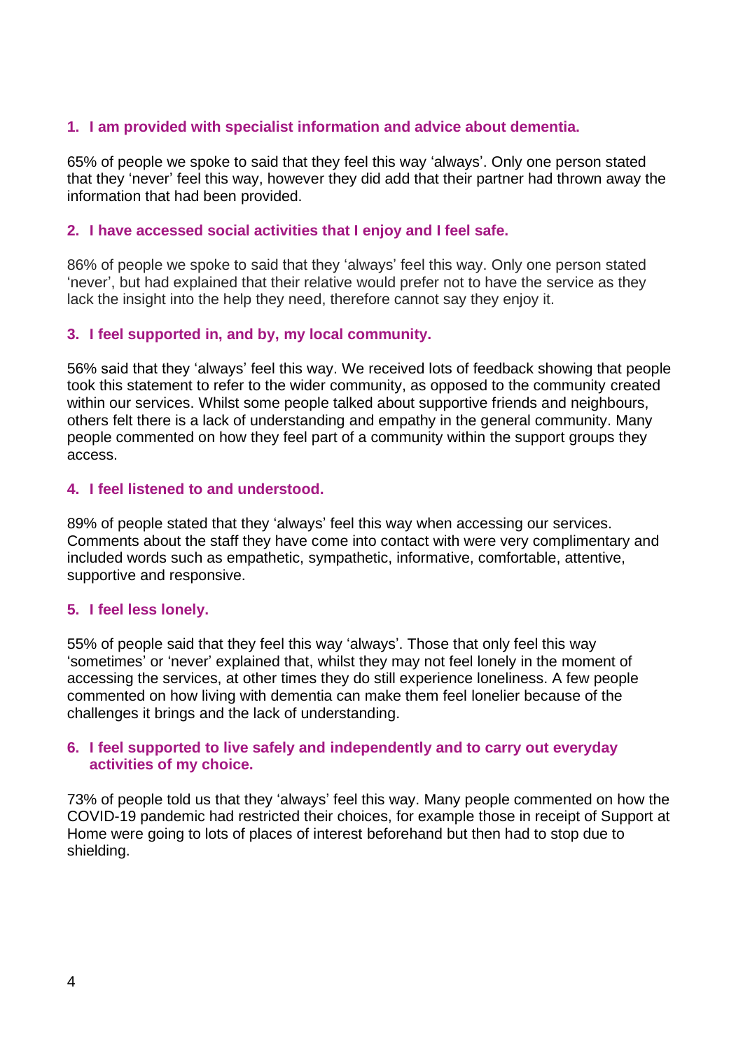### 1. I am provided with specialist information and advice about dementia.

65% of people we spoke to said that they feel this way 'always'. Only one person stated that they 'never' feel this way, however they did add that their partner had thrown away the information that had been provided.

### 2. I have accessed social activities that I enjoy and I feel safe.

86% of people we spoke to said that they 'always' feel this way. Only one person stated 'never', but had explained that their relative would prefer not to have the service as they lack the insight into the help they need, therefore cannot say they enjoy it.

### 3. I feel supported in, and by, my local community.

56% said that they 'always' feel this way. We received lots of feedback showing that people took this statement to refer to the wider community, as opposed to the community created within our services. Whilst some people talked about supportive friends and neighbours, others felt there is a lack of understanding and empathy in the general community. Many people commented on how they feel part of a community within the support groups they access.

### 4. I feel listened to and understood.

89% of people stated that they 'always' feel this way when accessing our services. Comments about the staff they have come into contact with were very complimentary and included words such as empathetic, sympathetic, informative, comfortable, attentive, supportive and responsive.

### 5. I feel less lonely.

55% of people said that they feel this way 'always'. Those that only feel this way 'sometimes' or 'never' explained that, whilst they may not feel lonely in the moment of accessing the services, at other times they do still experience loneliness. A few people commented on how living with dementia can make them feel lonelier because of the challenges it brings and the lack of understanding.

### 6. I feel supported to live safely and independently and to carry out everyday activities of my choice.

73% of people told us that they 'always' feel this way. Many people commented on how the COVID-19 pandemic had restricted their choices, for example those in receipt of Support at Home were going to lots of places of interest beforehand but then had to stop due to shielding.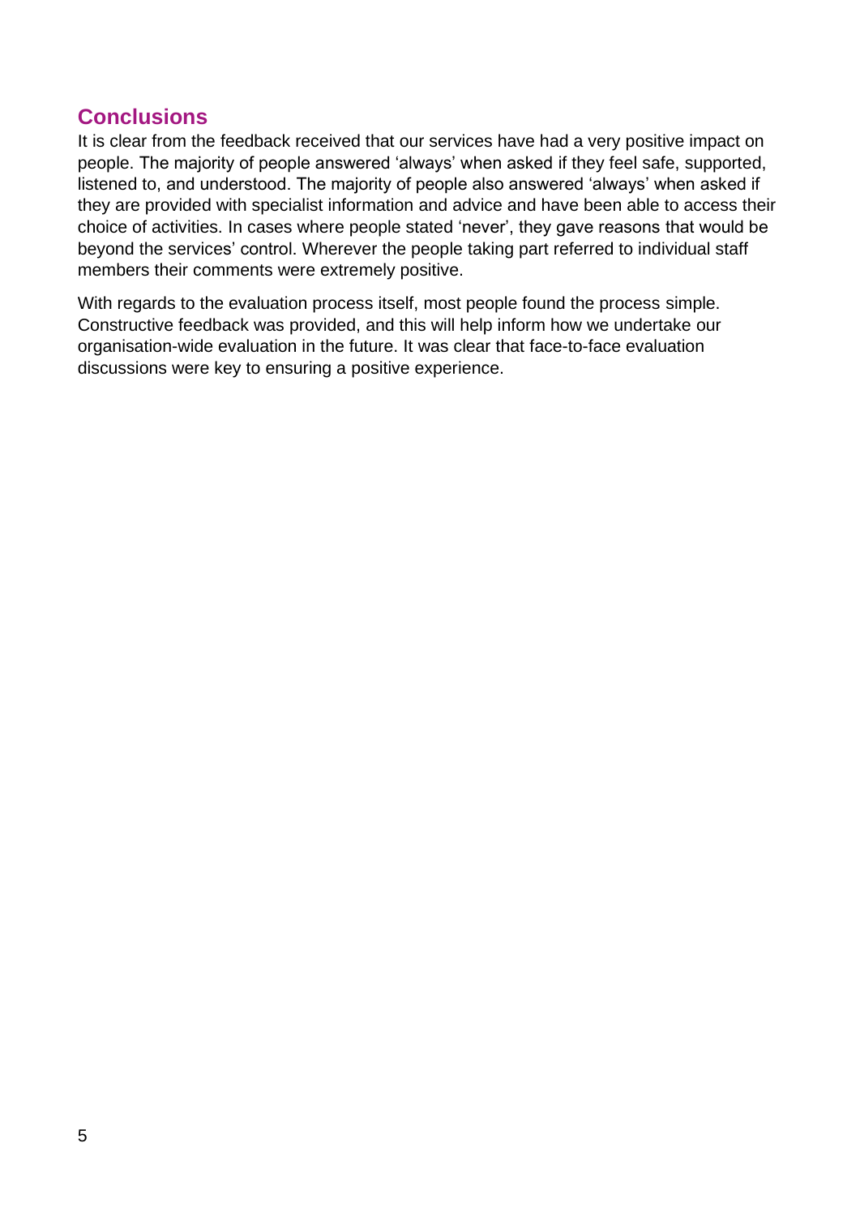## Conclusions

It is clear from the feedback received that our services have had a very positive impact on people. The majority of people answered 'always' when asked if they feel safe, supported, listened to, and understood. The majority of people also answered 'always' when asked if they are provided with specialist information and advice and have been able to access their choice of activities. In cases where people stated 'never', they gave reasons that would be beyond the services' control. Wherever the people taking part referred to individual staff members their comments were extremely positive.

With regards to the evaluation process itself, most people found the process simple. Constructive feedback was provided, and this will help inform how we undertake our organisation-wide evaluation in the future. It was clear that face-to-face evaluation discussions were key to ensuring a positive experience.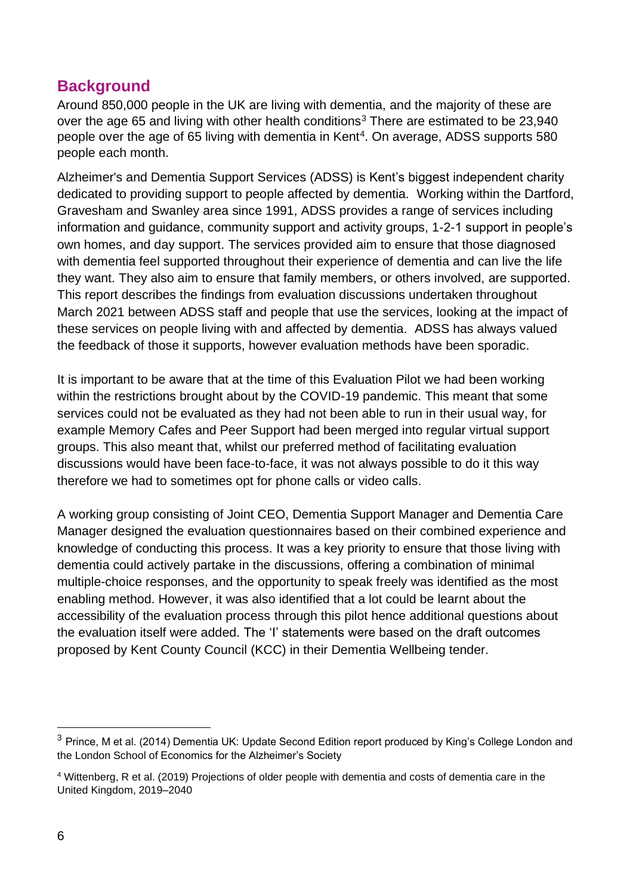## Background

Around 850,000 people in the UK are living with dementia, and the majority of these are over the age 65 and living with other health conditions[3] There are estimated to be 23,940 people over the age of 65 living with dementia in Kent[4]. On average, ADSS supports 580 people each month.

Alzheimer's and Dementia Support Services (ADSS) is Kent's biggest independent charity dedicated to providing support to people affected by dementia. Working within the Dartford, Gravesham and Swanley area since 1991, ADSS provides a range of services including information and guidance, community support and activity groups, 1-2-1 support in people's own homes, and day support. The services provided aim to ensure that those diagnosed with dementia feel supported throughout their experience of dementia and can live the life they want. They also aim to ensure that family members, or others involved, are supported. This report describes the findings from evaluation discussions undertaken throughout March 2021 between ADSS staff and people that use the services, looking at the impact of these services on people living with and affected by dementia. ADSS has always valued the feedback of those it supports, however evaluation methods have been sporadic.

It is important to be aware that at the time of this Evaluation Pilot we had been working within the restrictions brought about by the COVID-19 pandemic. This meant that some services could not be evaluated as they had not been able to run in their usual way, for example Memory Cafes and Peer Support had been merged into regular virtual support groups. This also meant that, whilst our preferred method of facilitating evaluation discussions would have been face-to-face, it was not always possible to do it this way therefore we had to sometimes opt for phone calls or video calls.

A working group consisting of Joint CEO, Dementia Support Manager and Dementia Care Manager designed the evaluation questionnaires based on their combined experience and knowledge of conducting this process. It was a key priority to ensure that those living with dementia could actively partake in the discussions, offering a combination of minimal multiple-choice responses, and the opportunity to speak freely was identified as the most enabling method. However, it was also identified that a lot could be learnt about the accessibility of the evaluation process through this pilot hence additional questions about the evaluation itself were added. The 'I' statements were based on the draft outcomes proposed by Kent County Council (KCC) in their Dementia Wellbeing tender.

---

[3] Prince, M et al. (2014) Dementia UK: Update Second Edition report produced by King's College London and the London School of Economics for the Alzheimer's Society

[4] Wittenberg, R et al. (2019) Projections of older people with dementia and costs of dementia care in the United Kingdom, 2019–2040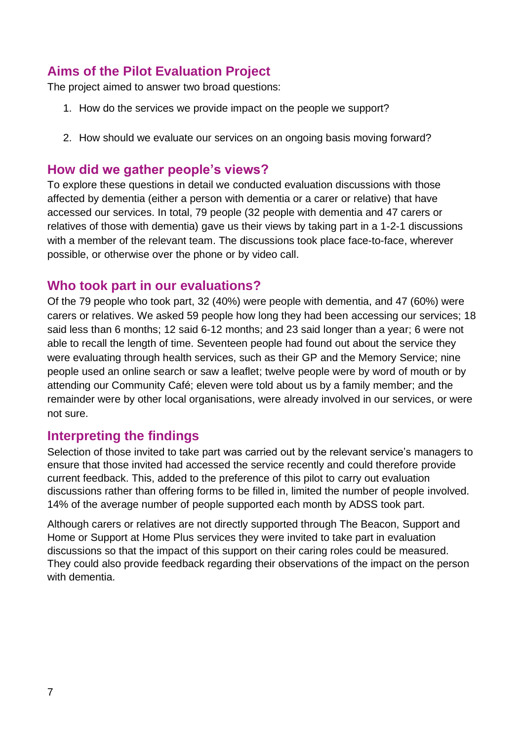## Aims of the Pilot Evaluation Project

The project aimed to answer two broad questions:

1. How do the services we provide impact on the people we support?
2. How should we evaluate our services on an ongoing basis moving forward?

## How did we gather people's views?

To explore these questions in detail we conducted evaluation discussions with those affected by dementia (either a person with dementia or a carer or relative) that have accessed our services. In total, 79 people (32 people with dementia and 47 carers or relatives of those with dementia) gave us their views by taking part in a 1-2-1 discussions with a member of the relevant team. The discussions took place face-to-face, wherever possible, or otherwise over the phone or by video call.

## Who took part in our evaluations?

Of the 79 people who took part, 32 (40%) were people with dementia, and 47 (60%) were carers or relatives. We asked 59 people how long they had been accessing our services; 18 said less than 6 months; 12 said 6-12 months; and 23 said longer than a year; 6 were not able to recall the length of time. Seventeen people had found out about the service they were evaluating through health services, such as their GP and the Memory Service; nine people used an online search or saw a leaflet; twelve people were by word of mouth or by attending our Community Café; eleven were told about us by a family member; and the remainder were by other local organisations, were already involved in our services, or were not sure.

## Interpreting the findings

Selection of those invited to take part was carried out by the relevant service's managers to ensure that those invited had accessed the service recently and could therefore provide current feedback. This, added to the preference of this pilot to carry out evaluation discussions rather than offering forms to be filled in, limited the number of people involved. 14% of the average number of people supported each month by ADSS took part.

Although carers or relatives are not directly supported through The Beacon, Support and Home or Support at Home Plus services they were invited to take part in evaluation discussions so that the impact of this support on their caring roles could be measured. They could also provide feedback regarding their observations of the impact on the person with dementia.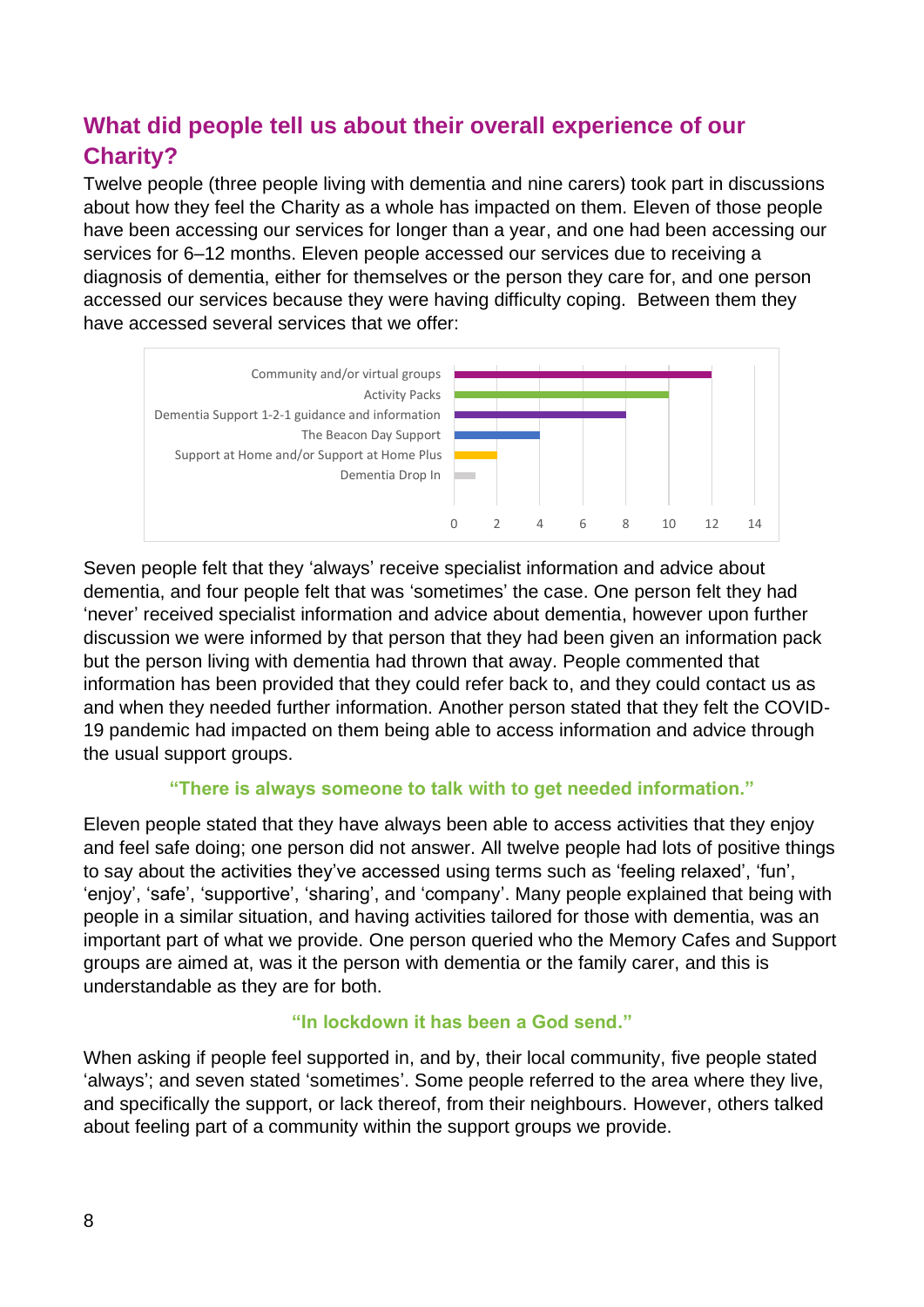## What did people tell us about their overall experience of our Charity?

Twelve people (three people living with dementia and nine carers) took part in discussions about how they feel the Charity as a whole has impacted on them. Eleven of those people have been accessing our services for longer than a year, and one had been accessing our services for 6–12 months. Eleven people accessed our services due to receiving a diagnosis of dementia, either for themselves or the person they care for, and one person accessed our services because they were having difficulty coping. Between them they have accessed several services that we offer:

| Service | Number of people |
|---|---|
| Community and/or virtual groups | 12 |
| Activity Packs | 10 |
| Dementia Support 1-2-1 guidance and information | 8 |
| The Beacon Day Support | 4 |
| Support at Home and/or Support at Home Plus | 2 |
| Dementia Drop In | 1 |

Seven people felt that they 'always' receive specialist information and advice about dementia, and four people felt that was 'sometimes' the case. One person felt they had 'never' received specialist information and advice about dementia, however upon further discussion we were informed by that person that they had been given an information pack but the person living with dementia had thrown that away. People commented that information has been provided that they could refer back to, and they could contact us as and when they needed further information. Another person stated that they felt the COVID-19 pandemic had impacted on them being able to access information and advice through the usual support groups.

**"There is always someone to talk with to get needed information."**

Eleven people stated that they have always been able to access activities that they enjoy and feel safe doing; one person did not answer. All twelve people had lots of positive things to say about the activities they've accessed using terms such as 'feeling relaxed', 'fun', 'enjoy', 'safe', 'supportive', 'sharing', and 'company'. Many people explained that being with people in a similar situation, and having activities tailored for those with dementia, was an important part of what we provide. One person queried who the Memory Cafes and Support groups are aimed at, was it the person with dementia or the family carer, and this is understandable as they are for both.

**"In lockdown it has been a God send."**

When asking if people feel supported in, and by, their local community, five people stated 'always'; and seven stated 'sometimes'. Some people referred to the area where they live, and specifically the support, or lack thereof, from their neighbours. However, others talked about feeling part of a community within the support groups we provide.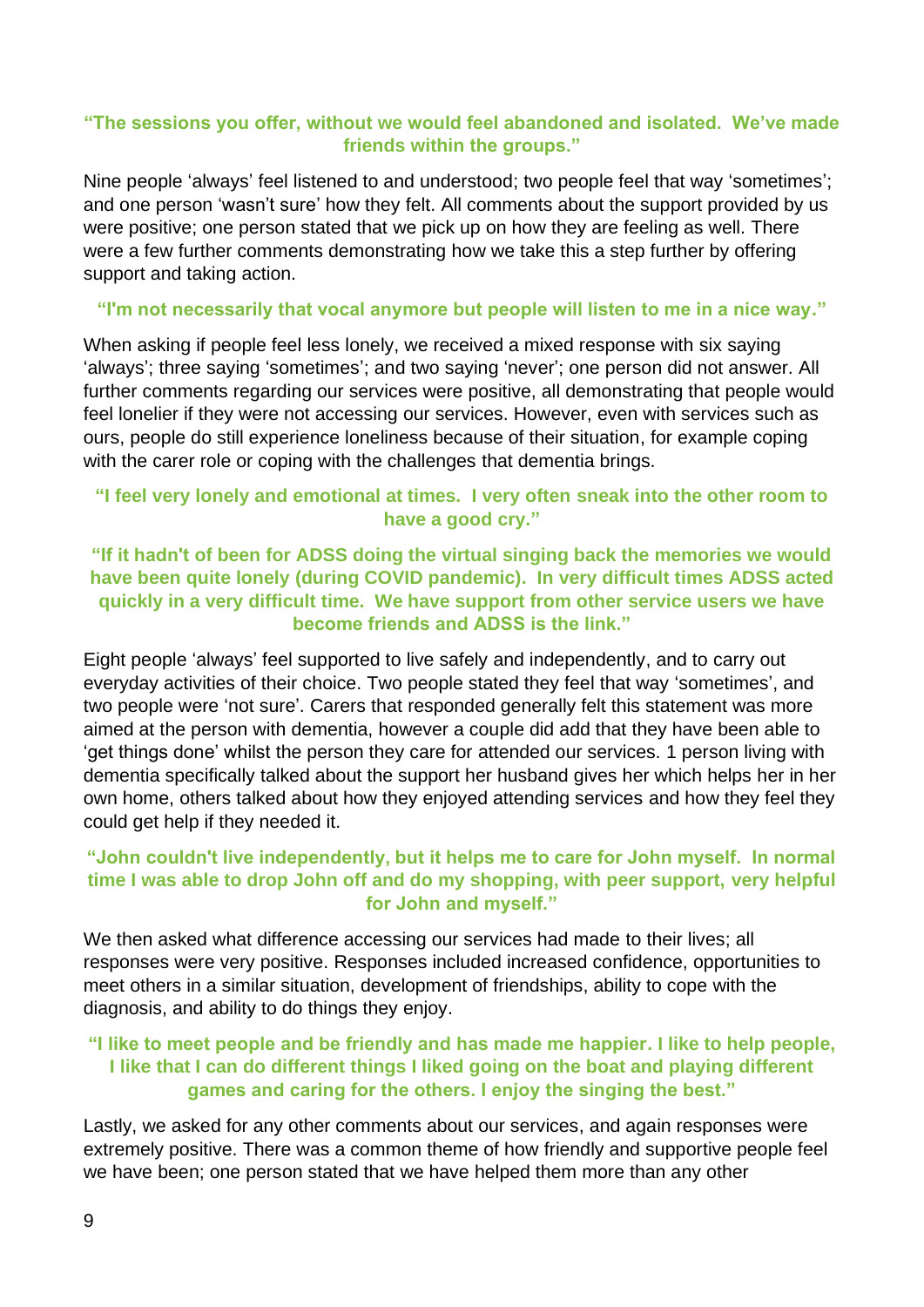**"The sessions you offer, without we would feel abandoned and isolated. We've made friends within the groups."**

Nine people 'always' feel listened to and understood; two people feel that way 'sometimes'; and one person 'wasn't sure' how they felt. All comments about the support provided by us were positive; one person stated that we pick up on how they are feeling as well. There were a few further comments demonstrating how we take this a step further by offering support and taking action.

**"I'm not necessarily that vocal anymore but people will listen to me in a nice way."**

When asking if people feel less lonely, we received a mixed response with six saying 'always'; three saying 'sometimes'; and two saying 'never'; one person did not answer. All further comments regarding our services were positive, all demonstrating that people would feel lonelier if they were not accessing our services. However, even with services such as ours, people do still experience loneliness because of their situation, for example coping with the carer role or coping with the challenges that dementia brings.

**"I feel very lonely and emotional at times. I very often sneak into the other room to have a good cry."**

**"If it hadn't of been for ADSS doing the virtual singing back the memories we would have been quite lonely (during COVID pandemic). In very difficult times ADSS acted quickly in a very difficult time. We have support from other service users we have become friends and ADSS is the link."**

Eight people 'always' feel supported to live safely and independently, and to carry out everyday activities of their choice. Two people stated they feel that way 'sometimes', and two people were 'not sure'. Carers that responded generally felt this statement was more aimed at the person with dementia, however a couple did add that they have been able to 'get things done' whilst the person they care for attended our services. 1 person living with dementia specifically talked about the support her husband gives her which helps her in her own home, others talked about how they enjoyed attending services and how they feel they could get help if they needed it.

**"John couldn't live independently, but it helps me to care for John myself. In normal time I was able to drop John off and do my shopping, with peer support, very helpful for John and myself."**

We then asked what difference accessing our services had made to their lives; all responses were very positive. Responses included increased confidence, opportunities to meet others in a similar situation, development of friendships, ability to cope with the diagnosis, and ability to do things they enjoy.

**"I like to meet people and be friendly and has made me happier. I like to help people, I like that I can do different things I liked going on the boat and playing different games and caring for the others. I enjoy the singing the best."**

Lastly, we asked for any other comments about our services, and again responses were extremely positive. There was a common theme of how friendly and supportive people feel we have been; one person stated that we have helped them more than any other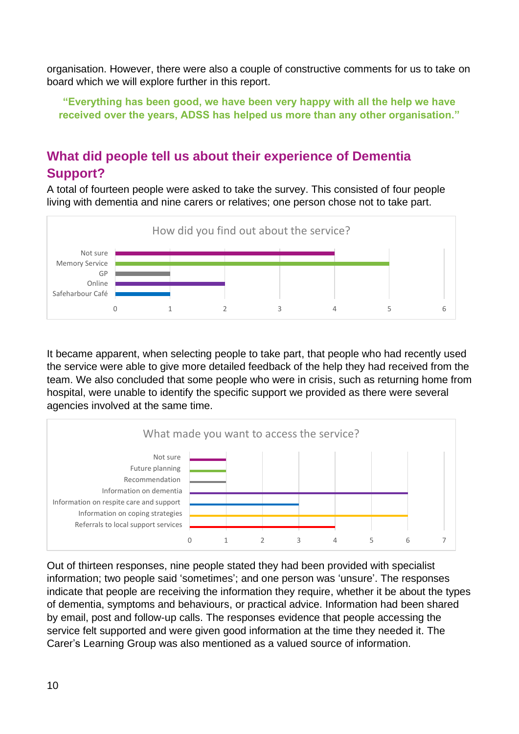organisation. However, there were also a couple of constructive comments for us to take on board which we will explore further in this report.

**"Everything has been good, we have been very happy with all the help we have received over the years, ADSS has helped us more than any other organisation."**

## What did people tell us about their experience of Dementia Support?

A total of fourteen people were asked to take the survey. This consisted of four people living with dementia and nine carers or relatives; one person chose not to take part.

**How did you find out about the service?**

| Source | Responses |
| --- | --- |
| Not sure | 4 |
| Memory Service | 5 |
| GP | 1 |
| Online | 2 |
| Safeharbour Café | 1 |

It became apparent, when selecting people to take part, that people who had recently used the service were able to give more detailed feedback of the help they had received from the team. We also concluded that some people who were in crisis, such as returning home from hospital, were unable to identify the specific support we provided as there were several agencies involved at the same time.

**What made you want to access the service?**

| Reason | Responses |
| --- | --- |
| Not sure | 1 |
| Future planning | 1 |
| Recommendation | 1 |
| Information on dementia | 6 |
| Information on respite care and support | 3 |
| Information on coping strategies | 6 |
| Referrals to local support services | 4 |

Out of thirteen responses, nine people stated they had been provided with specialist information; two people said 'sometimes'; and one person was 'unsure'. The responses indicate that people are receiving the information they require, whether it be about the types of dementia, symptoms and behaviours, or practical advice. Information had been shared by email, post and follow-up calls. The responses evidence that people accessing the service felt supported and were given good information at the time they needed it. The Carer's Learning Group was also mentioned as a valued source of information.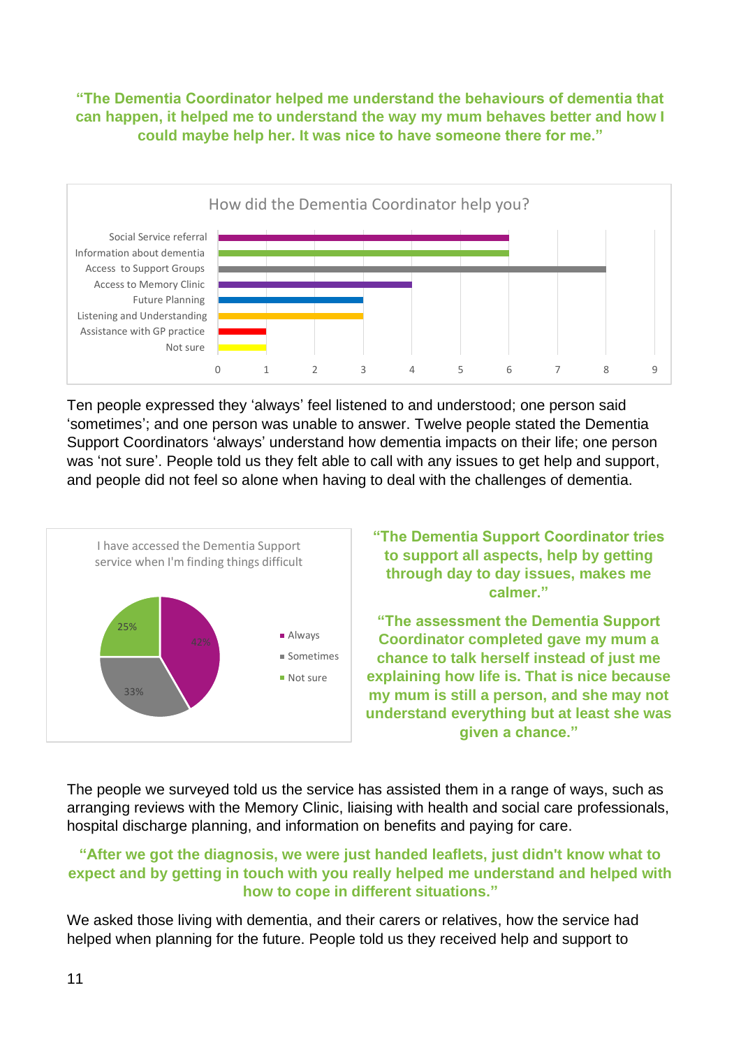**"The Dementia Coordinator helped me understand the behaviours of dementia that can happen, it helped me to understand the way my mum behaves better and how I could maybe help her. It was nice to have someone there for me."**

How did the Dementia Coordinator help you?

| Category | Count |
|---|---|
| Social Service referral | 6 |
| Information about dementia | 6 |
| Access to Support Groups | 8 |
| Access to Memory Clinic | 4 |
| Future Planning | 3 |
| Listening and Understanding | 3 |
| Assistance with GP practice | 1 |
| Not sure | 1 |

Ten people expressed they 'always' feel listened to and understood; one person said 'sometimes'; and one person was unable to answer. Twelve people stated the Dementia Support Coordinators 'always' understand how dementia impacts on their life; one person was 'not sure'. People told us they felt able to call with any issues to get help and support, and people did not feel so alone when having to deal with the challenges of dementia.

I have accessed the Dementia Support service when I'm finding things difficult

| Response | Percentage |
|---|---|
| Always | 42% |
| Sometimes | 33% |
| Not sure | 25% |

**"The Dementia Support Coordinator tries to support all aspects, help by getting through day to day issues, makes me calmer."**

**"The assessment the Dementia Support Coordinator completed gave my mum a chance to talk herself instead of just me explaining how life is. That is nice because my mum is still a person, and she may not understand everything but at least she was given a chance."**

The people we surveyed told us the service has assisted them in a range of ways, such as arranging reviews with the Memory Clinic, liaising with health and social care professionals, hospital discharge planning, and information on benefits and paying for care.

**"After we got the diagnosis, we were just handed leaflets, just didn't know what to expect and by getting in touch with you really helped me understand and helped with how to cope in different situations."**

We asked those living with dementia, and their carers or relatives, how the service had helped when planning for the future. People told us they received help and support to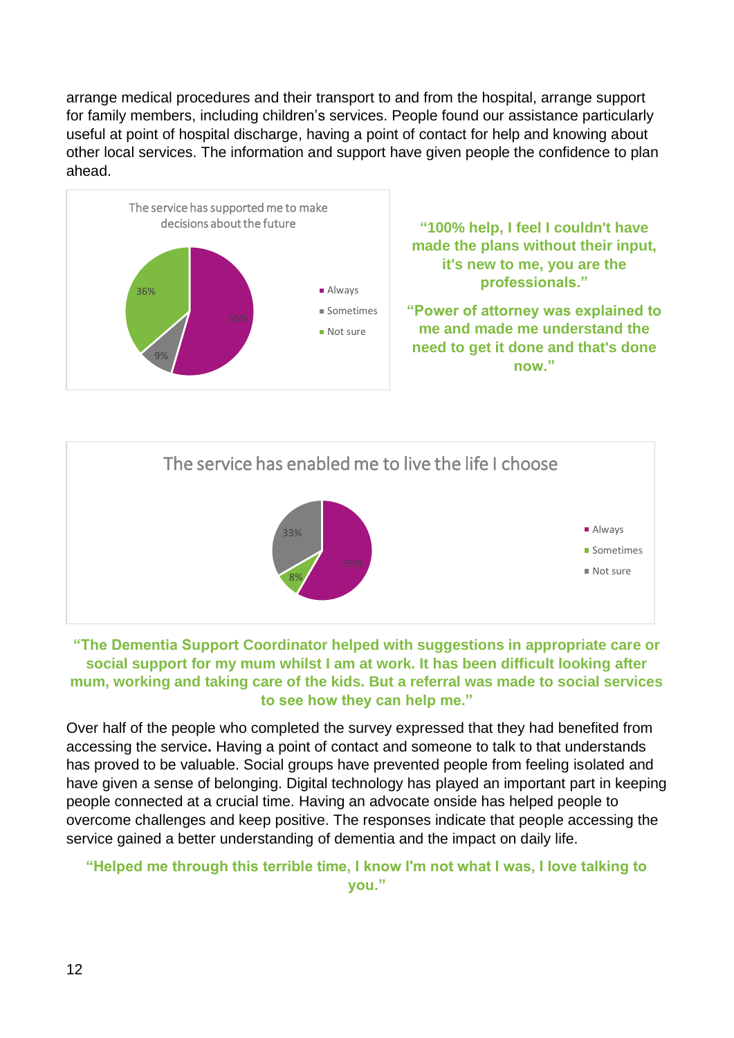arrange medical procedures and their transport to and from the hospital, arrange support for family members, including children's services. People found our assistance particularly useful at point of hospital discharge, having a point of contact for help and knowing about other local services. The information and support have given people the confidence to plan ahead.

The service has supported me to make decisions about the future

| Response | % |
|---|---|
| Always | 55% |
| Sometimes | 9% |
| Not sure | 36% |

**"100% help, I feel I couldn't have made the plans without their input, it's new to me, you are the professionals."**

**"Power of attorney was explained to me and made me understand the need to get it done and that's done now."**

The service has enabled me to live the life I choose

| Response | % |
|---|---|
| Always | 59% |
| Sometimes | 8% |
| Not sure | 33% |

**"The Dementia Support Coordinator helped with suggestions in appropriate care or social support for my mum whilst I am at work. It has been difficult looking after mum, working and taking care of the kids. But a referral was made to social services to see how they can help me."**

Over half of the people who completed the survey expressed that they had benefited from accessing the service**.** Having a point of contact and someone to talk to that understands has proved to be valuable. Social groups have prevented people from feeling isolated and have given a sense of belonging. Digital technology has played an important part in keeping people connected at a crucial time. Having an advocate onside has helped people to overcome challenges and keep positive. The responses indicate that people accessing the service gained a better understanding of dementia and the impact on daily life.

**"Helped me through this terrible time, I know I'm not what I was, I love talking to you."**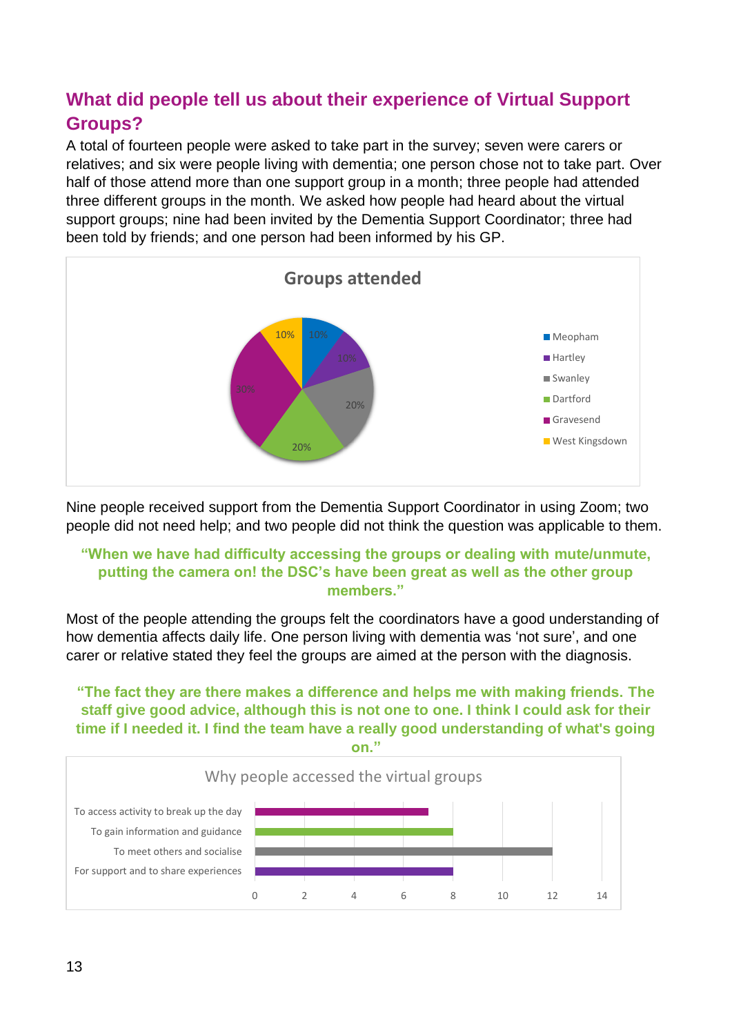## What did people tell us about their experience of Virtual Support Groups?

A total of fourteen people were asked to take part in the survey; seven were carers or relatives; and six were people living with dementia; one person chose not to take part. Over half of those attend more than one support group in a month; three people had attended three different groups in the month. We asked how people had heard about the virtual support groups; nine had been invited by the Dementia Support Coordinator; three had been told by friends; and one person had been informed by his GP.

**Groups attended**

| Group | Percentage |
|---|---|
| Meopham | 10% |
| Hartley | 10% |
| Swanley | 20% |
| Dartford | 20% |
| Gravesend | 30% |
| West Kingsdown | 10% |

Nine people received support from the Dementia Support Coordinator in using Zoom; two people did not need help; and two people did not think the question was applicable to them.

**"When we have had difficulty accessing the groups or dealing with mute/unmute, putting the camera on! the DSC's have been great as well as the other group members."**

Most of the people attending the groups felt the coordinators have a good understanding of how dementia affects daily life. One person living with dementia was 'not sure', and one carer or relative stated they feel the groups are aimed at the person with the diagnosis.

**"The fact they are there makes a difference and helps me with making friends. The staff give good advice, although this is not one to one. I think I could ask for their time if I needed it. I find the team have a really good understanding of what's going on."**

**Why people accessed the virtual groups**

| Reason | Number |
|---|---|
| To access activity to break up the day | 7 |
| To gain information and guidance | 8 |
| To meet others and socialise | 12 |
| For support and to share experiences | 8 |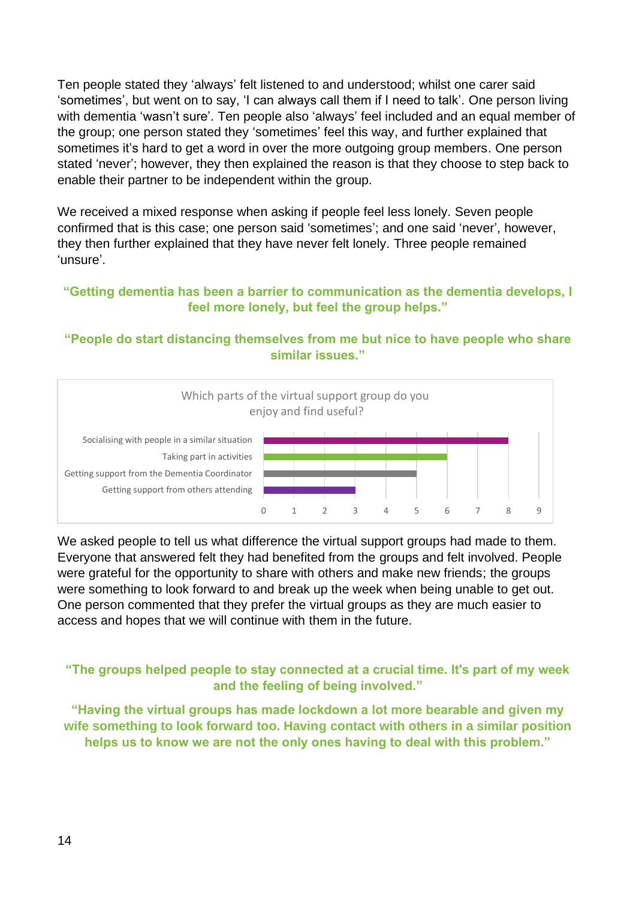Ten people stated they 'always' felt listened to and understood; whilst one carer said 'sometimes', but went on to say, 'I can always call them if I need to talk'. One person living with dementia 'wasn't sure'. Ten people also 'always' feel included and an equal member of the group; one person stated they 'sometimes' feel this way, and further explained that sometimes it's hard to get a word in over the more outgoing group members. One person stated 'never'; however, they then explained the reason is that they choose to step back to enable their partner to be independent within the group.

We received a mixed response when asking if people feel less lonely. Seven people confirmed that is this case; one person said 'sometimes'; and one said 'never', however, they then further explained that they have never felt lonely. Three people remained 'unsure'.

**"Getting dementia has been a barrier to communication as the dementia develops, I feel more lonely, but feel the group helps."**

**"People do start distancing themselves from me but nice to have people who share similar issues."**

Which parts of the virtual support group do you enjoy and find useful?

| Response | Count |
|---|---|
| Socialising with people in a similar situation | 8 |
| Taking part in activities | 6 |
| Getting support from the Dementia Coordinator | 5 |
| Getting support from others attending | 3 |

We asked people to tell us what difference the virtual support groups had made to them. Everyone that answered felt they had benefited from the groups and felt involved. People were grateful for the opportunity to share with others and make new friends; the groups were something to look forward to and break up the week when being unable to get out. One person commented that they prefer the virtual groups as they are much easier to access and hopes that we will continue with them in the future.

**"The groups helped people to stay connected at a crucial time. It's part of my week and the feeling of being involved."**

**"Having the virtual groups has made lockdown a lot more bearable and given my wife something to look forward too. Having contact with others in a similar position helps us to know we are not the only ones having to deal with this problem."**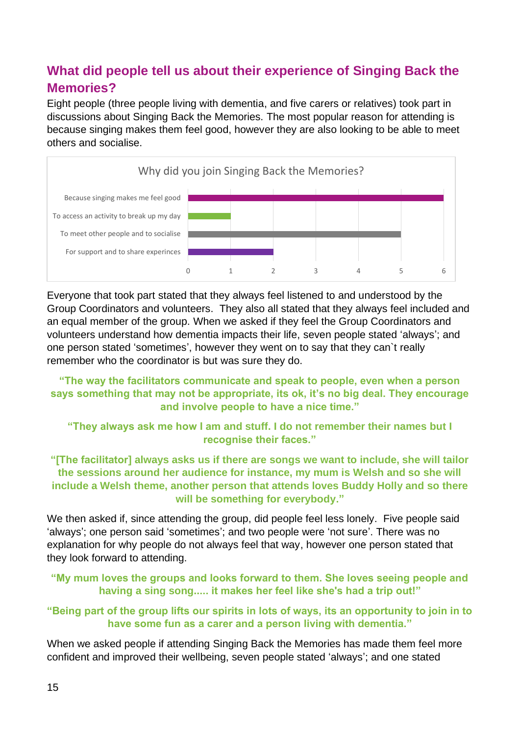## What did people tell us about their experience of Singing Back the Memories?

Eight people (three people living with dementia, and five carers or relatives) took part in discussions about Singing Back the Memories. The most popular reason for attending is because singing makes them feel good, however they are also looking to be able to meet others and socialise.

**Why did you join Singing Back the Memories?**

| Reason | Responses |
|---|---|
| Because singing makes me feel good | 6 |
| To access an activity to break up my day | 1 |
| To meet other people and to socialise | 5 |
| For support and to share experinces | 2 |

Everyone that took part stated that they always feel listened to and understood by the Group Coordinators and volunteers. They also all stated that they always feel included and an equal member of the group. When we asked if they feel the Group Coordinators and volunteers understand how dementia impacts their life, seven people stated 'always'; and one person stated 'sometimes', however they went on to say that they can`t really remember who the coordinator is but was sure they do.

**"The way the facilitators communicate and speak to people, even when a person says something that may not be appropriate, its ok, it's no big deal. They encourage and involve people to have a nice time."**

**"They always ask me how I am and stuff. I do not remember their names but I recognise their faces."**

**"[The facilitator] always asks us if there are songs we want to include, she will tailor the sessions around her audience for instance, my mum is Welsh and so she will include a Welsh theme, another person that attends loves Buddy Holly and so there will be something for everybody."**

We then asked if, since attending the group, did people feel less lonely. Five people said 'always'; one person said 'sometimes'; and two people were 'not sure'. There was no explanation for why people do not always feel that way, however one person stated that they look forward to attending.

**"My mum loves the groups and looks forward to them. She loves seeing people and having a sing song..... it makes her feel like she's had a trip out!"**

**"Being part of the group lifts our spirits in lots of ways, its an opportunity to join in to have some fun as a carer and a person living with dementia."**

When we asked people if attending Singing Back the Memories has made them feel more confident and improved their wellbeing, seven people stated 'always'; and one stated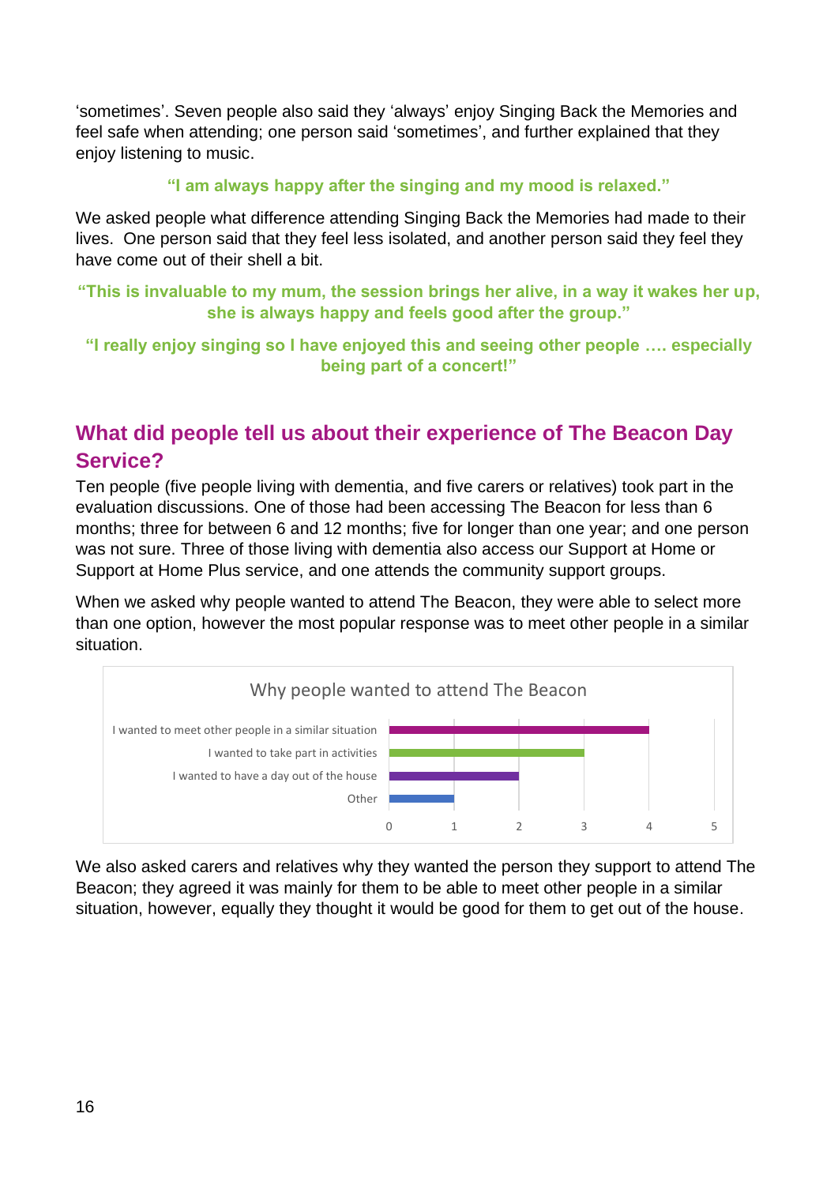'sometimes'. Seven people also said they 'always' enjoy Singing Back the Memories and feel safe when attending; one person said 'sometimes', and further explained that they enjoy listening to music.

**"I am always happy after the singing and my mood is relaxed."**

We asked people what difference attending Singing Back the Memories had made to their lives. One person said that they feel less isolated, and another person said they feel they have come out of their shell a bit.

**"This is invaluable to my mum, the session brings her alive, in a way it wakes her up, she is always happy and feels good after the group."**

**"I really enjoy singing so I have enjoyed this and seeing other people …. especially being part of a concert!"**

## What did people tell us about their experience of The Beacon Day Service?

Ten people (five people living with dementia, and five carers or relatives) took part in the evaluation discussions. One of those had been accessing The Beacon for less than 6 months; three for between 6 and 12 months; five for longer than one year; and one person was not sure. Three of those living with dementia also access our Support at Home or Support at Home Plus service, and one attends the community support groups.

When we asked why people wanted to attend The Beacon, they were able to select more than one option, however the most popular response was to meet other people in a similar situation.

Why people wanted to attend The Beacon

| Reason | Responses |
| --- | --- |
| I wanted to meet other people in a similar situation | 4 |
| I wanted to take part in activities | 3 |
| I wanted to have a day out of the house | 2 |
| Other | 1 |

We also asked carers and relatives why they wanted the person they support to attend The Beacon; they agreed it was mainly for them to be able to meet other people in a similar situation, however, equally they thought it would be good for them to get out of the house.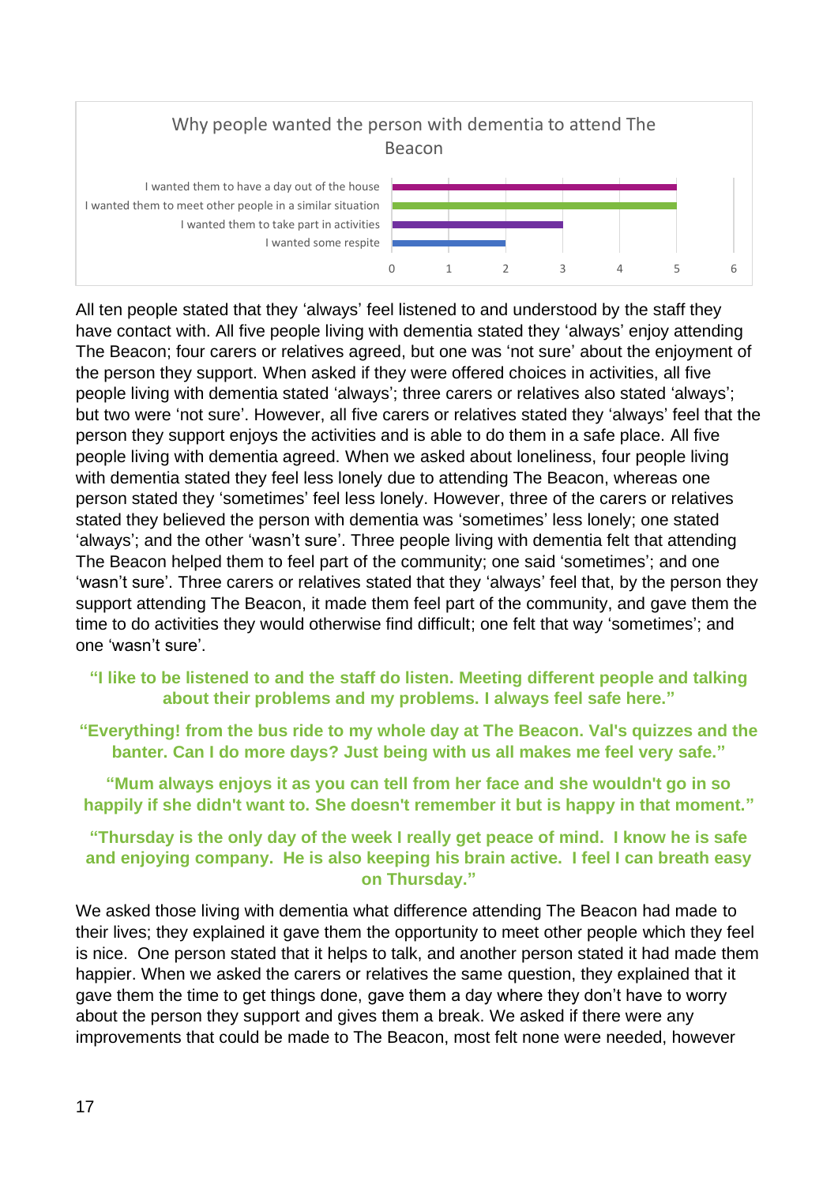**Why people wanted the person with dementia to attend The Beacon**

| Reason | Count |
|---|---|
| I wanted them to have a day out of the house | 5 |
| I wanted them to meet other people in a similar situation | 5 |
| I wanted them to take part in activities | 3 |
| I wanted some respite | 2 |

All ten people stated that they 'always' feel listened to and understood by the staff they have contact with. All five people living with dementia stated they 'always' enjoy attending The Beacon; four carers or relatives agreed, but one was 'not sure' about the enjoyment of the person they support. When asked if they were offered choices in activities, all five people living with dementia stated 'always'; three carers or relatives also stated 'always'; but two were 'not sure'. However, all five carers or relatives stated they 'always' feel that the person they support enjoys the activities and is able to do them in a safe place. All five people living with dementia agreed. When we asked about loneliness, four people living with dementia stated they feel less lonely due to attending The Beacon, whereas one person stated they 'sometimes' feel less lonely. However, three of the carers or relatives stated they believed the person with dementia was 'sometimes' less lonely; one stated 'always'; and the other 'wasn't sure'. Three people living with dementia felt that attending The Beacon helped them to feel part of the community; one said 'sometimes'; and one 'wasn't sure'. Three carers or relatives stated that they 'always' feel that, by the person they support attending The Beacon, it made them feel part of the community, and gave them the time to do activities they would otherwise find difficult; one felt that way 'sometimes'; and one 'wasn't sure'.

**"I like to be listened to and the staff do listen. Meeting different people and talking about their problems and my problems. I always feel safe here."**

**"Everything! from the bus ride to my whole day at The Beacon. Val's quizzes and the banter. Can I do more days? Just being with us all makes me feel very safe."**

**"Mum always enjoys it as you can tell from her face and she wouldn't go in so happily if she didn't want to. She doesn't remember it but is happy in that moment."**

**"Thursday is the only day of the week I really get peace of mind. I know he is safe and enjoying company. He is also keeping his brain active. I feel I can breath easy on Thursday."**

We asked those living with dementia what difference attending The Beacon had made to their lives; they explained it gave them the opportunity to meet other people which they feel is nice. One person stated that it helps to talk, and another person stated it had made them happier. When we asked the carers or relatives the same question, they explained that it gave them the time to get things done, gave them a day where they don't have to worry about the person they support and gives them a break. We asked if there were any improvements that could be made to The Beacon, most felt none were needed, however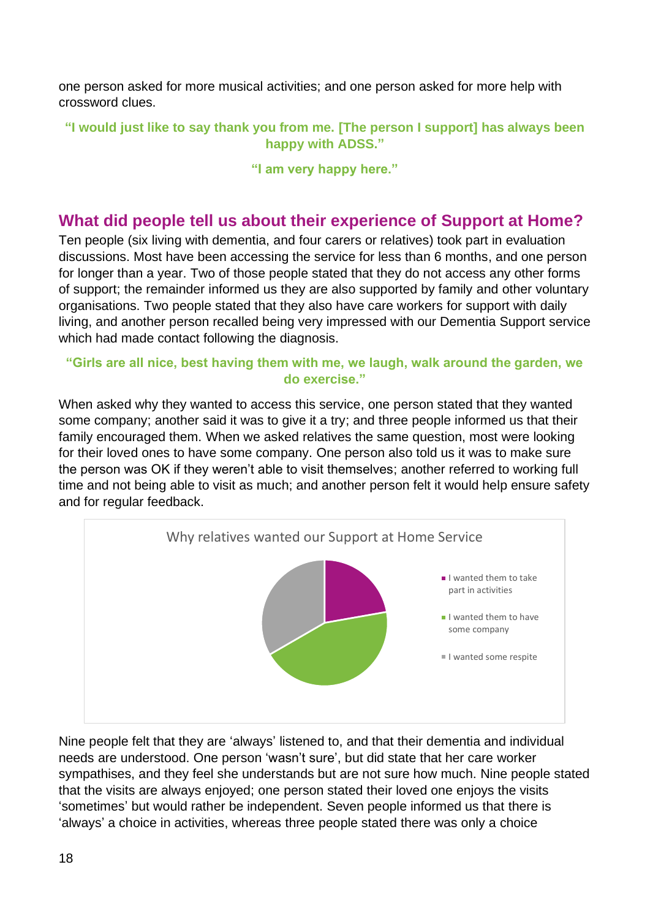one person asked for more musical activities; and one person asked for more help with crossword clues.

**"I would just like to say thank you from me. [The person I support] has always been happy with ADSS."**

**"I am very happy here."**

## What did people tell us about their experience of Support at Home?

Ten people (six living with dementia, and four carers or relatives) took part in evaluation discussions. Most have been accessing the service for less than 6 months, and one person for longer than a year. Two of those people stated that they do not access any other forms of support; the remainder informed us they are also supported by family and other voluntary organisations. Two people stated that they also have care workers for support with daily living, and another person recalled being very impressed with our Dementia Support service which had made contact following the diagnosis.

**"Girls are all nice, best having them with me, we laugh, walk around the garden, we do exercise."**

When asked why they wanted to access this service, one person stated that they wanted some company; another said it was to give it a try; and three people informed us that their family encouraged them. When we asked relatives the same question, most were looking for their loved ones to have some company. One person also told us it was to make sure the person was OK if they weren't able to visit themselves; another referred to working full time and not being able to visit as much; and another person felt it would help ensure safety and for regular feedback.

Why relatives wanted our Support at Home Service

- I wanted them to take part in activities
- I wanted them to have some company
- I wanted some respite

Nine people felt that they are 'always' listened to, and that their dementia and individual needs are understood. One person 'wasn't sure', but did state that her care worker sympathises, and they feel she understands but are not sure how much. Nine people stated that the visits are always enjoyed; one person stated their loved one enjoys the visits 'sometimes' but would rather be independent. Seven people informed us that there is 'always' a choice in activities, whereas three people stated there was only a choice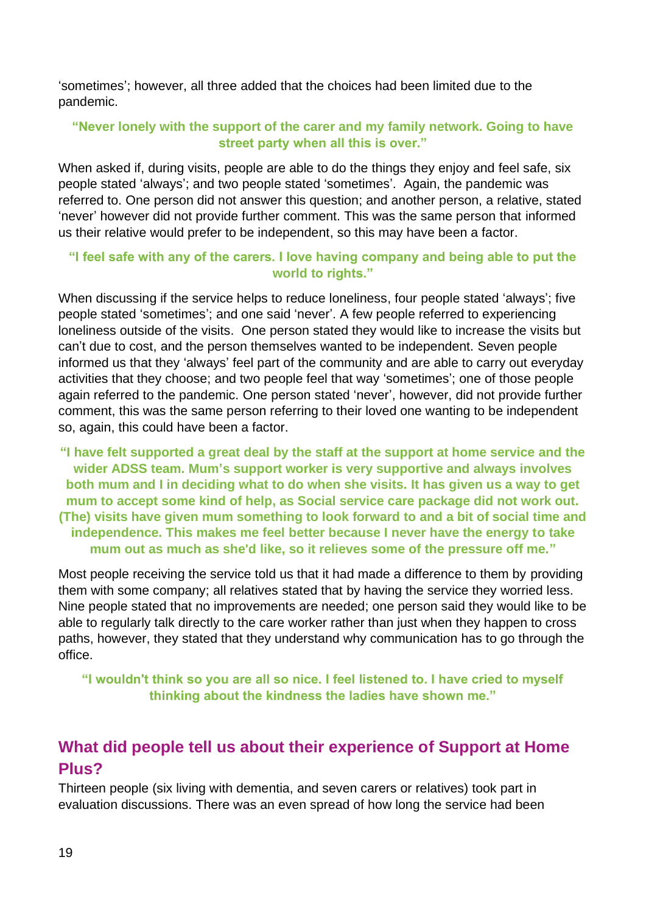'sometimes'; however, all three added that the choices had been limited due to the pandemic.

**"Never lonely with the support of the carer and my family network. Going to have street party when all this is over."**

When asked if, during visits, people are able to do the things they enjoy and feel safe, six people stated 'always'; and two people stated 'sometimes'. Again, the pandemic was referred to. One person did not answer this question; and another person, a relative, stated 'never' however did not provide further comment. This was the same person that informed us their relative would prefer to be independent, so this may have been a factor.

**"I feel safe with any of the carers. I love having company and being able to put the world to rights."**

When discussing if the service helps to reduce loneliness, four people stated 'always'; five people stated 'sometimes'; and one said 'never'. A few people referred to experiencing loneliness outside of the visits. One person stated they would like to increase the visits but can't due to cost, and the person themselves wanted to be independent. Seven people informed us that they 'always' feel part of the community and are able to carry out everyday activities that they choose; and two people feel that way 'sometimes'; one of those people again referred to the pandemic. One person stated 'never', however, did not provide further comment, this was the same person referring to their loved one wanting to be independent so, again, this could have been a factor.

**"I have felt supported a great deal by the staff at the support at home service and the wider ADSS team. Mum's support worker is very supportive and always involves both mum and I in deciding what to do when she visits. It has given us a way to get mum to accept some kind of help, as Social service care package did not work out. (The) visits have given mum something to look forward to and a bit of social time and independence. This makes me feel better because I never have the energy to take mum out as much as she'd like, so it relieves some of the pressure off me."**

Most people receiving the service told us that it had made a difference to them by providing them with some company; all relatives stated that by having the service they worried less. Nine people stated that no improvements are needed; one person said they would like to be able to regularly talk directly to the care worker rather than just when they happen to cross paths, however, they stated that they understand why communication has to go through the office.

**"I wouldn't think so you are all so nice. I feel listened to. I have cried to myself thinking about the kindness the ladies have shown me."**

## What did people tell us about their experience of Support at Home Plus?

Thirteen people (six living with dementia, and seven carers or relatives) took part in evaluation discussions. There was an even spread of how long the service had been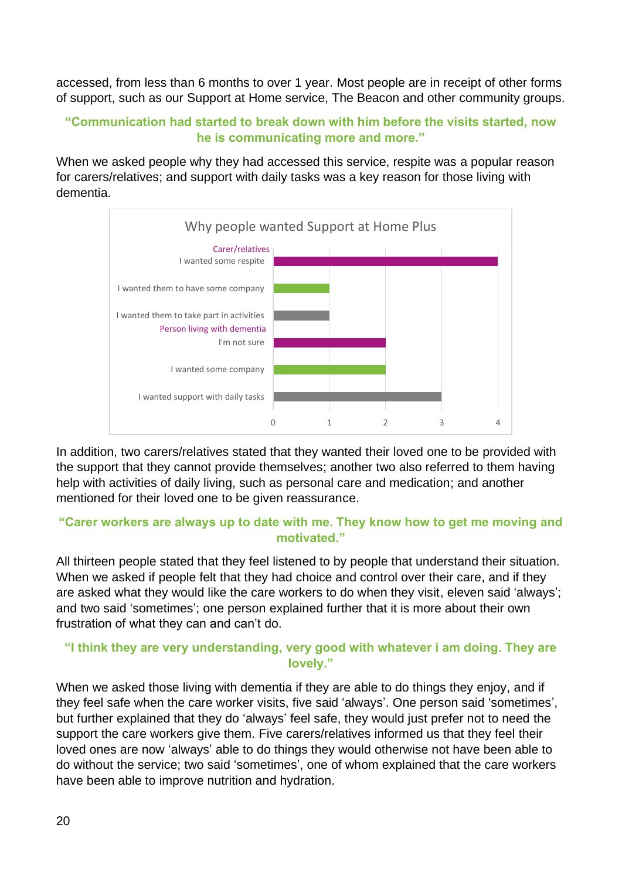accessed, from less than 6 months to over 1 year. Most people are in receipt of other forms of support, such as our Support at Home service, The Beacon and other community groups.

**"Communication had started to break down with him before the visits started, now he is communicating more and more."**

When we asked people why they had accessed this service, respite was a popular reason for carers/relatives; and support with daily tasks was a key reason for those living with dementia.

**Why people wanted Support at Home Plus**

| Group | Reason | Count |
|---|---|---|
| Carer/relatives | I wanted some respite | 4 |
| | I wanted them to have some company | 1 |
| | I wanted them to take part in activities | 1 |
| Person living with dementia | I'm not sure | 2 |
| | I wanted some company | 2 |
| | I wanted support with daily tasks | 3 |

In addition, two carers/relatives stated that they wanted their loved one to be provided with the support that they cannot provide themselves; another two also referred to them having help with activities of daily living, such as personal care and medication; and another mentioned for their loved one to be given reassurance.

**"Carer workers are always up to date with me. They know how to get me moving and motivated."**

All thirteen people stated that they feel listened to by people that understand their situation. When we asked if people felt that they had choice and control over their care, and if they are asked what they would like the care workers to do when they visit, eleven said 'always'; and two said 'sometimes'; one person explained further that it is more about their own frustration of what they can and can't do.

**"I think they are very understanding, very good with whatever i am doing. They are lovely."**

When we asked those living with dementia if they are able to do things they enjoy, and if they feel safe when the care worker visits, five said 'always'. One person said 'sometimes', but further explained that they do 'always' feel safe, they would just prefer not to need the support the care workers give them. Five carers/relatives informed us that they feel their loved ones are now 'always' able to do things they would otherwise not have been able to do without the service; two said 'sometimes', one of whom explained that the care workers have been able to improve nutrition and hydration.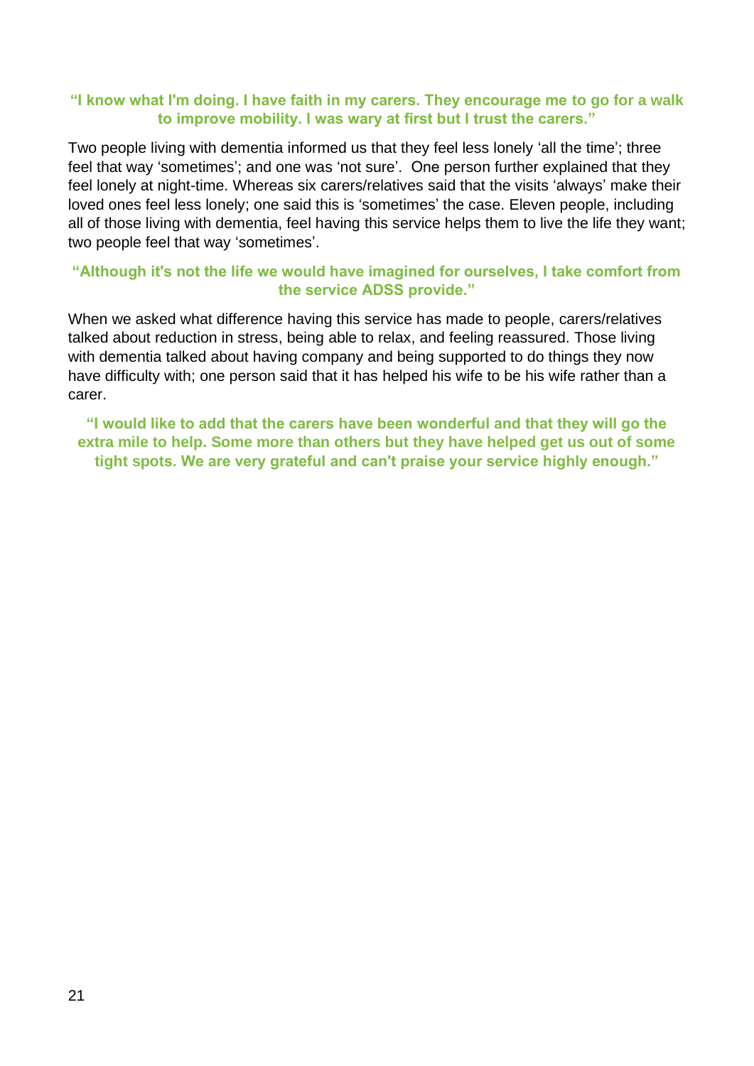**"I know what I'm doing. I have faith in my carers. They encourage me to go for a walk to improve mobility. I was wary at first but I trust the carers."**

Two people living with dementia informed us that they feel less lonely 'all the time'; three feel that way 'sometimes'; and one was 'not sure'. One person further explained that they feel lonely at night-time. Whereas six carers/relatives said that the visits 'always' make their loved ones feel less lonely; one said this is 'sometimes' the case. Eleven people, including all of those living with dementia, feel having this service helps them to live the life they want; two people feel that way 'sometimes'.

**"Although it's not the life we would have imagined for ourselves, I take comfort from the service ADSS provide."**

When we asked what difference having this service has made to people, carers/relatives talked about reduction in stress, being able to relax, and feeling reassured. Those living with dementia talked about having company and being supported to do things they now have difficulty with; one person said that it has helped his wife to be his wife rather than a carer.

**"I would like to add that the carers have been wonderful and that they will go the extra mile to help. Some more than others but they have helped get us out of some tight spots. We are very grateful and can't praise your service highly enough."**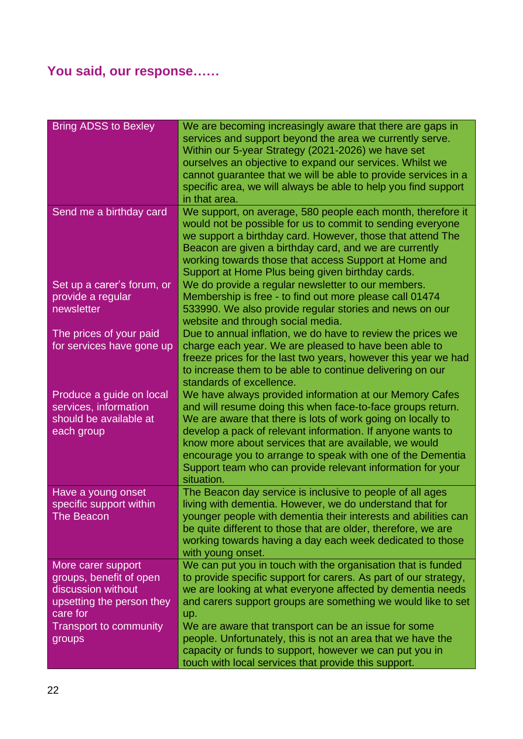## You said, our response……

| You said | Our response |
|---|---|
| Bring ADSS to Bexley | We are becoming increasingly aware that there are gaps in services and support beyond the area we currently serve. Within our 5-year Strategy (2021-2026) we have set ourselves an objective to expand our services. Whilst we cannot guarantee that we will be able to provide services in a specific area, we will always be able to help you find support in that area. |
| Send me a birthday card | We support, on average, 580 people each month, therefore it would not be possible for us to commit to sending everyone we support a birthday card. However, those that attend The Beacon are given a birthday card, and we are currently working towards those that access Support at Home and Support at Home Plus being given birthday cards. |
| Set up a carer's forum, or provide a regular newsletter | We do provide a regular newsletter to our members. Membership is free - to find out more please call 01474 533990. We also provide regular stories and news on our website and through social media. |
| The prices of your paid for services have gone up | Due to annual inflation, we do have to review the prices we charge each year. We are pleased to have been able to freeze prices for the last two years, however this year we had to increase them to be able to continue delivering on our standards of excellence. |
| Produce a guide on local services, information should be available at each group | We have always provided information at our Memory Cafes and will resume doing this when face-to-face groups return. We are aware that there is lots of work going on locally to develop a pack of relevant information. If anyone wants to know more about services that are available, we would encourage you to arrange to speak with one of the Dementia Support team who can provide relevant information for your situation. |
| Have a young onset specific support within The Beacon | The Beacon day service is inclusive to people of all ages living with dementia. However, we do understand that for younger people with dementia their interests and abilities can be quite different to those that are older, therefore, we are working towards having a day each week dedicated to those with young onset. |
| More carer support groups, benefit of open discussion without upsetting the person they care for | We can put you in touch with the organisation that is funded to provide specific support for carers. As part of our strategy, we are looking at what everyone affected by dementia needs and carers support groups are something we would like to set up. |
| Transport to community groups | We are aware that transport can be an issue for some people. Unfortunately, this is not an area that we have the capacity or funds to support, however we can put you in touch with local services that provide this support. |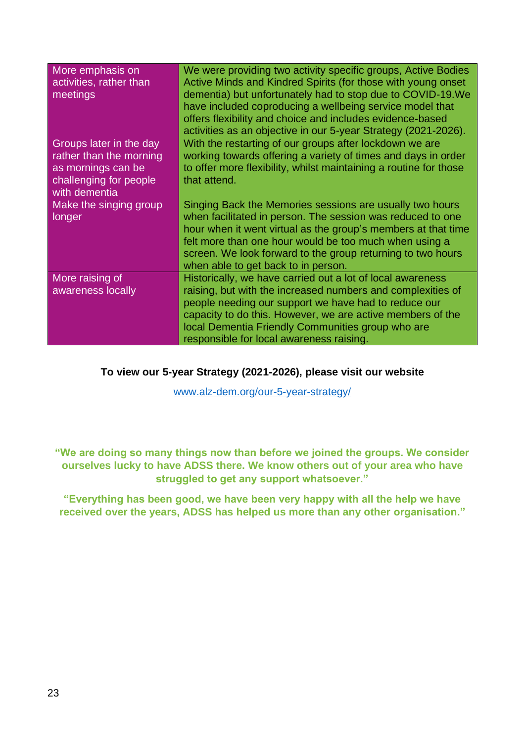| | |
|---|---|
| More emphasis on activities, rather than meetings | We were providing two activity specific groups, Active Bodies Active Minds and Kindred Spirits (for those with young onset dementia) but unfortunately had to stop due to COVID-19.We have included coproducing a wellbeing service model that offers flexibility and choice and includes evidence-based activities as an objective in our 5-year Strategy (2021-2026). |
| Groups later in the day rather than the morning as mornings can be challenging for people with dementia | With the restarting of our groups after lockdown we are working towards offering a variety of times and days in order to offer more flexibility, whilst maintaining a routine for those that attend. |
| Make the singing group longer | Singing Back the Memories sessions are usually two hours when facilitated in person. The session was reduced to one hour when it went virtual as the group's members at that time felt more than one hour would be too much when using a screen. We look forward to the group returning to two hours when able to get back to in person. |
| More raising of awareness locally | Historically, we have carried out a lot of local awareness raising, but with the increased numbers and complexities of people needing our support we have had to reduce our capacity to do this. However, we are active members of the local Dementia Friendly Communities group who are responsible for local awareness raising. |

**To view our 5-year Strategy (2021-2026), please visit our website**

www.alz-dem.org/our-5-year-strategy/

**"We are doing so many things now than before we joined the groups. We consider ourselves lucky to have ADSS there. We know others out of your area who have struggled to get any support whatsoever."**

**"Everything has been good, we have been very happy with all the help we have received over the years, ADSS has helped us more than any other organisation."**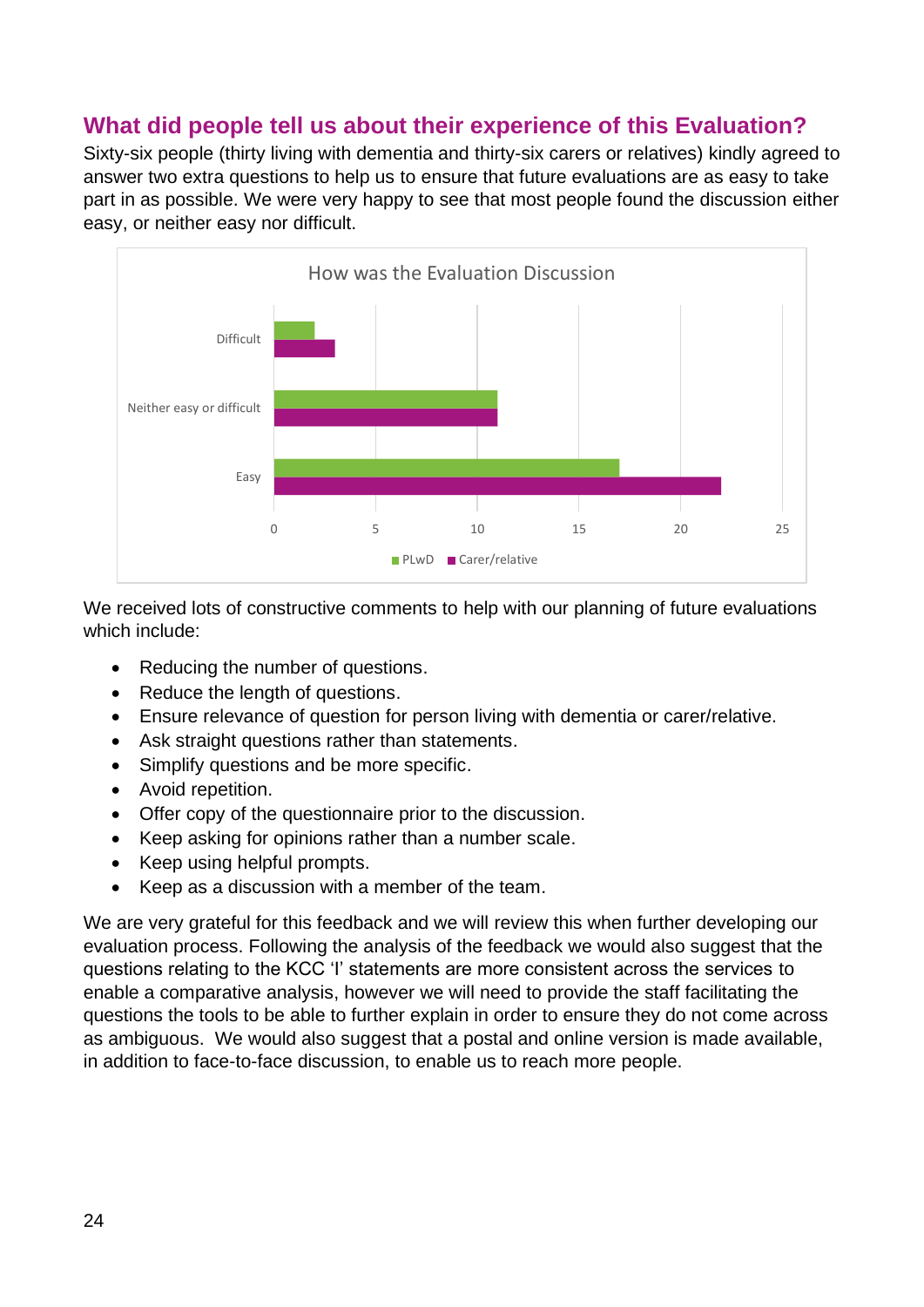## What did people tell us about their experience of this Evaluation?

Sixty-six people (thirty living with dementia and thirty-six carers or relatives) kindly agreed to answer two extra questions to help us to ensure that future evaluations are as easy to take part in as possible. We were very happy to see that most people found the discussion either easy, or neither easy nor difficult.

How was the Evaluation Discussion

Difficult

Neither easy or difficult

Easy

0
5
10
15
20
25

PLwD
Carer/relative

We received lots of constructive comments to help with our planning of future evaluations which include:

- Reducing the number of questions.
- Reduce the length of questions.
- Ensure relevance of question for person living with dementia or carer/relative.
- Ask straight questions rather than statements.
- Simplify questions and be more specific.
- Avoid repetition.
- Offer copy of the questionnaire prior to the discussion.
- Keep asking for opinions rather than a number scale.
- Keep using helpful prompts.
- Keep as a discussion with a member of the team.

We are very grateful for this feedback and we will review this when further developing our evaluation process. Following the analysis of the feedback we would also suggest that the questions relating to the KCC 'I' statements are more consistent across the services to enable a comparative analysis, however we will need to provide the staff facilitating the questions the tools to be able to further explain in order to ensure they do not come across as ambiguous. We would also suggest that a postal and online version is made available, in addition to face-to-face discussion, to enable us to reach more people.